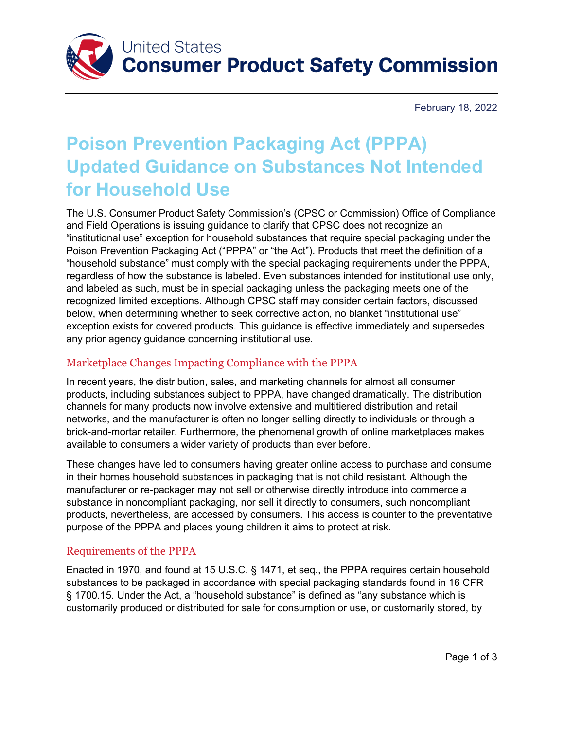United States
**Consumer Product Safety Commission**

February 18, 2022

# Poison Prevention Packaging Act (PPPA) Updated Guidance on Substances Not Intended for Household Use

The U.S. Consumer Product Safety Commission's (CPSC or Commission) Office of Compliance and Field Operations is issuing guidance to clarify that CPSC does not recognize an "institutional use" exception for household substances that require special packaging under the Poison Prevention Packaging Act ("PPPA" or "the Act"). Products that meet the definition of a "household substance" must comply with the special packaging requirements under the PPPA, regardless of how the substance is labeled. Even substances intended for institutional use only, and labeled as such, must be in special packaging unless the packaging meets one of the recognized limited exceptions. Although CPSC staff may consider certain factors, discussed below, when determining whether to seek corrective action, no blanket "institutional use" exception exists for covered products. This guidance is effective immediately and supersedes any prior agency guidance concerning institutional use.

## Marketplace Changes Impacting Compliance with the PPPA

In recent years, the distribution, sales, and marketing channels for almost all consumer products, including substances subject to PPPA, have changed dramatically. The distribution channels for many products now involve extensive and multitiered distribution and retail networks, and the manufacturer is often no longer selling directly to individuals or through a brick-and-mortar retailer. Furthermore, the phenomenal growth of online marketplaces makes available to consumers a wider variety of products than ever before.

These changes have led to consumers having greater online access to purchase and consume in their homes household substances in packaging that is not child resistant. Although the manufacturer or re-packager may not sell or otherwise directly introduce into commerce a substance in noncompliant packaging, nor sell it directly to consumers, such noncompliant products, nevertheless, are accessed by consumers. This access is counter to the preventative purpose of the PPPA and places young children it aims to protect at risk.

## Requirements of the PPPA

Enacted in 1970, and found at 15 U.S.C. § 1471, et seq., the PPPA requires certain household substances to be packaged in accordance with special packaging standards found in 16 CFR § 1700.15. Under the Act, a "household substance" is defined as "any substance which is customarily produced or distributed for sale for consumption or use, or customarily stored, by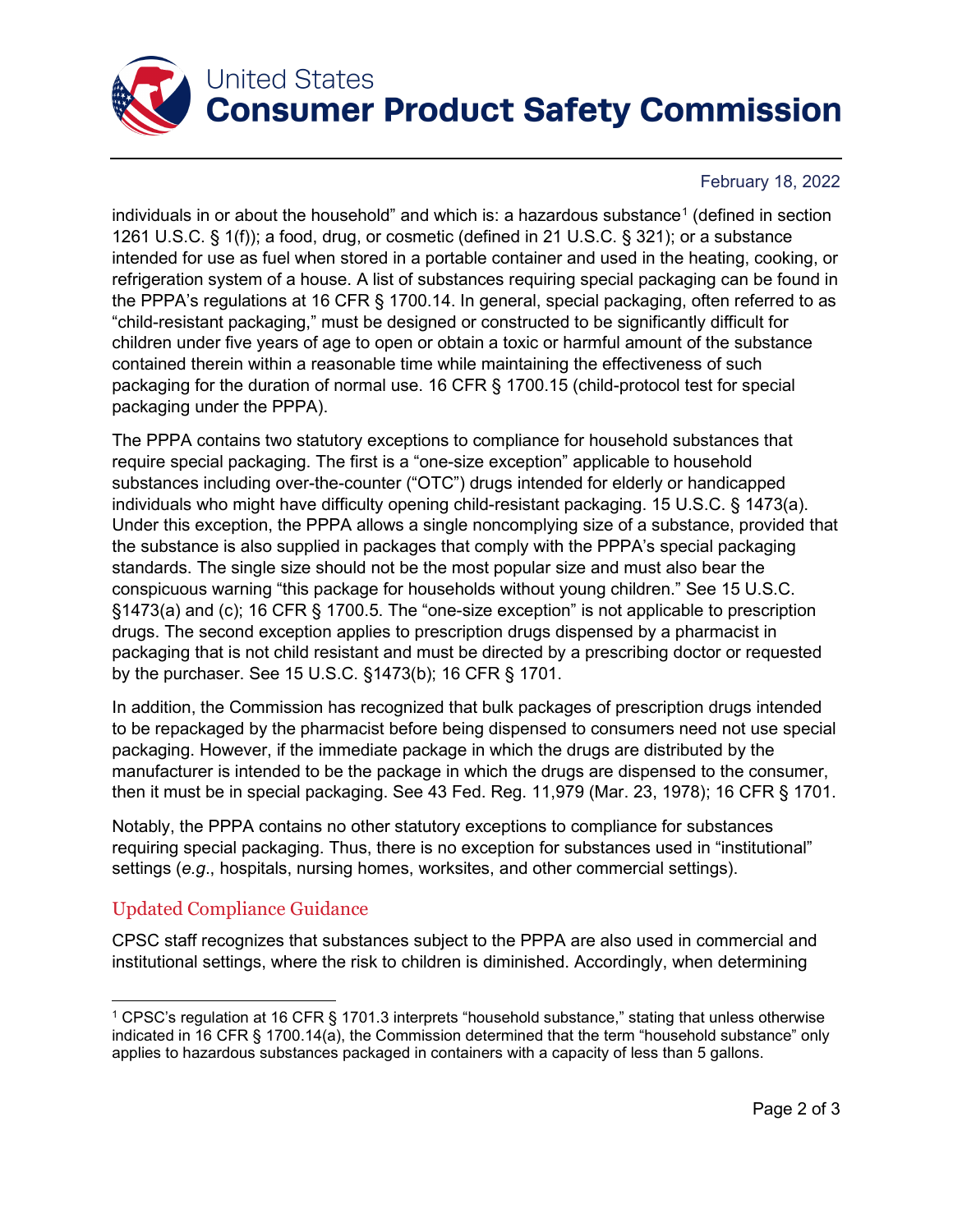individuals in or about the household" and which is: a hazardous substance[1] (defined in section 1261 U.S.C. § 1(f)); a food, drug, or cosmetic (defined in 21 U.S.C. § 321); or a substance intended for use as fuel when stored in a portable container and used in the heating, cooking, or refrigeration system of a house. A list of substances requiring special packaging can be found in the PPPA's regulations at 16 CFR § 1700.14. In general, special packaging, often referred to as "child-resistant packaging," must be designed or constructed to be significantly difficult for children under five years of age to open or obtain a toxic or harmful amount of the substance contained therein within a reasonable time while maintaining the effectiveness of such packaging for the duration of normal use. 16 CFR § 1700.15 (child-protocol test for special packaging under the PPPA).

The PPPA contains two statutory exceptions to compliance for household substances that require special packaging. The first is a "one-size exception" applicable to household substances including over-the-counter ("OTC") drugs intended for elderly or handicapped individuals who might have difficulty opening child-resistant packaging. 15 U.S.C. § 1473(a). Under this exception, the PPPA allows a single noncomplying size of a substance, provided that the substance is also supplied in packages that comply with the PPPA's special packaging standards. The single size should not be the most popular size and must also bear the conspicuous warning "this package for households without young children." See 15 U.S.C. §1473(a) and (c); 16 CFR § 1700.5. The "one-size exception" is not applicable to prescription drugs. The second exception applies to prescription drugs dispensed by a pharmacist in packaging that is not child resistant and must be directed by a prescribing doctor or requested by the purchaser. See 15 U.S.C. §1473(b); 16 CFR § 1701.

In addition, the Commission has recognized that bulk packages of prescription drugs intended to be repackaged by the pharmacist before being dispensed to consumers need not use special packaging. However, if the immediate package in which the drugs are distributed by the manufacturer is intended to be the package in which the drugs are dispensed to the consumer, then it must be in special packaging. See 43 Fed. Reg. 11,979 (Mar. 23, 1978); 16 CFR § 1701.

Notably, the PPPA contains no other statutory exceptions to compliance for substances requiring special packaging. Thus, there is no exception for substances used in "institutional" settings (*e.g*., hospitals, nursing homes, worksites, and other commercial settings).

## Updated Compliance Guidance

CPSC staff recognizes that substances subject to the PPPA are also used in commercial and institutional settings, where the risk to children is diminished. Accordingly, when determining

---

[1] CPSC's regulation at 16 CFR § 1701.3 interprets "household substance," stating that unless otherwise indicated in 16 CFR § 1700.14(a), the Commission determined that the term "household substance" only applies to hazardous substances packaged in containers with a capacity of less than 5 gallons.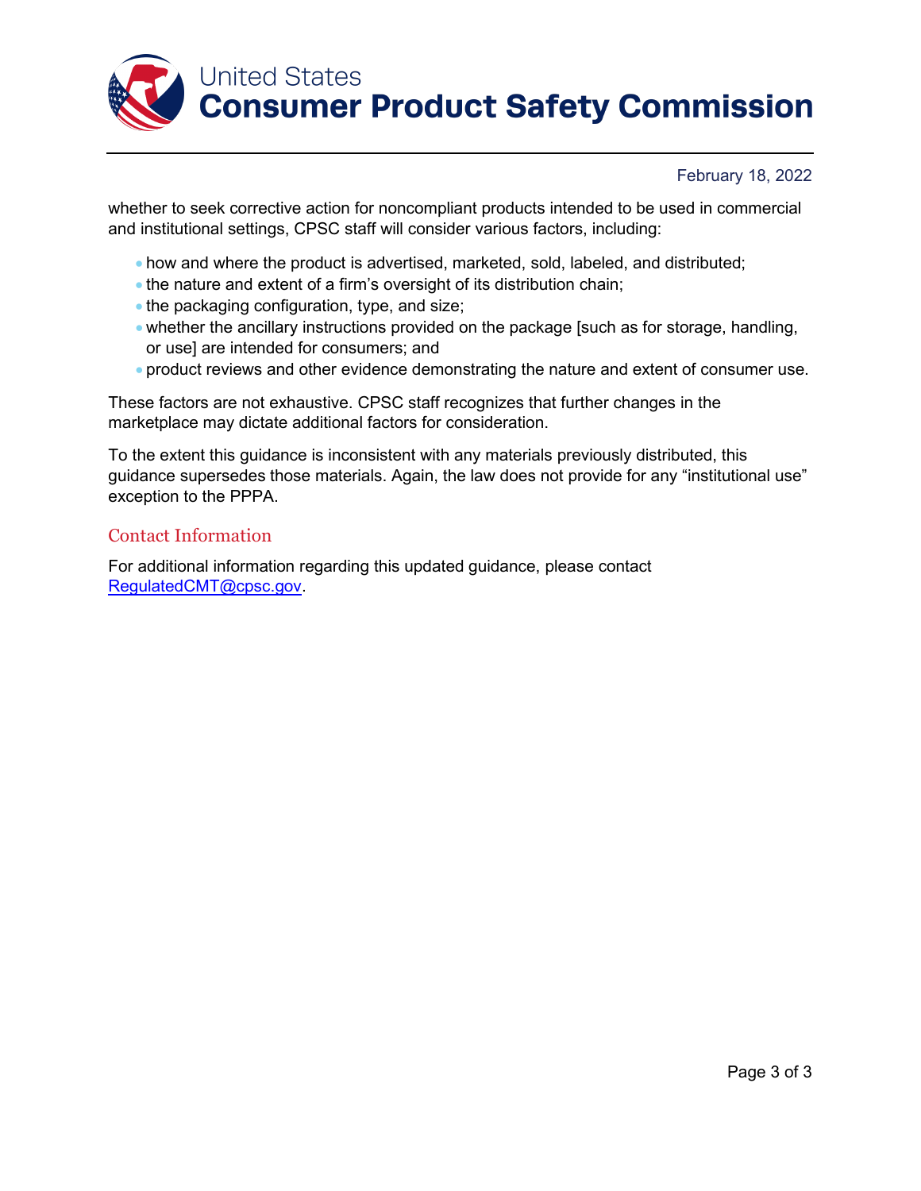whether to seek corrective action for noncompliant products intended to be used in commercial and institutional settings, CPSC staff will consider various factors, including:

- how and where the product is advertised, marketed, sold, labeled, and distributed;
- the nature and extent of a firm's oversight of its distribution chain;
- the packaging configuration, type, and size;
- whether the ancillary instructions provided on the package [such as for storage, handling, or use] are intended for consumers; and
- product reviews and other evidence demonstrating the nature and extent of consumer use.

These factors are not exhaustive. CPSC staff recognizes that further changes in the marketplace may dictate additional factors for consideration.

To the extent this guidance is inconsistent with any materials previously distributed, this guidance supersedes those materials. Again, the law does not provide for any "institutional use" exception to the PPPA.

## Contact Information

For additional information regarding this updated guidance, please contact [RegulatedCMT@cpsc.gov](mailto:RegulatedCMT@cpsc.gov).